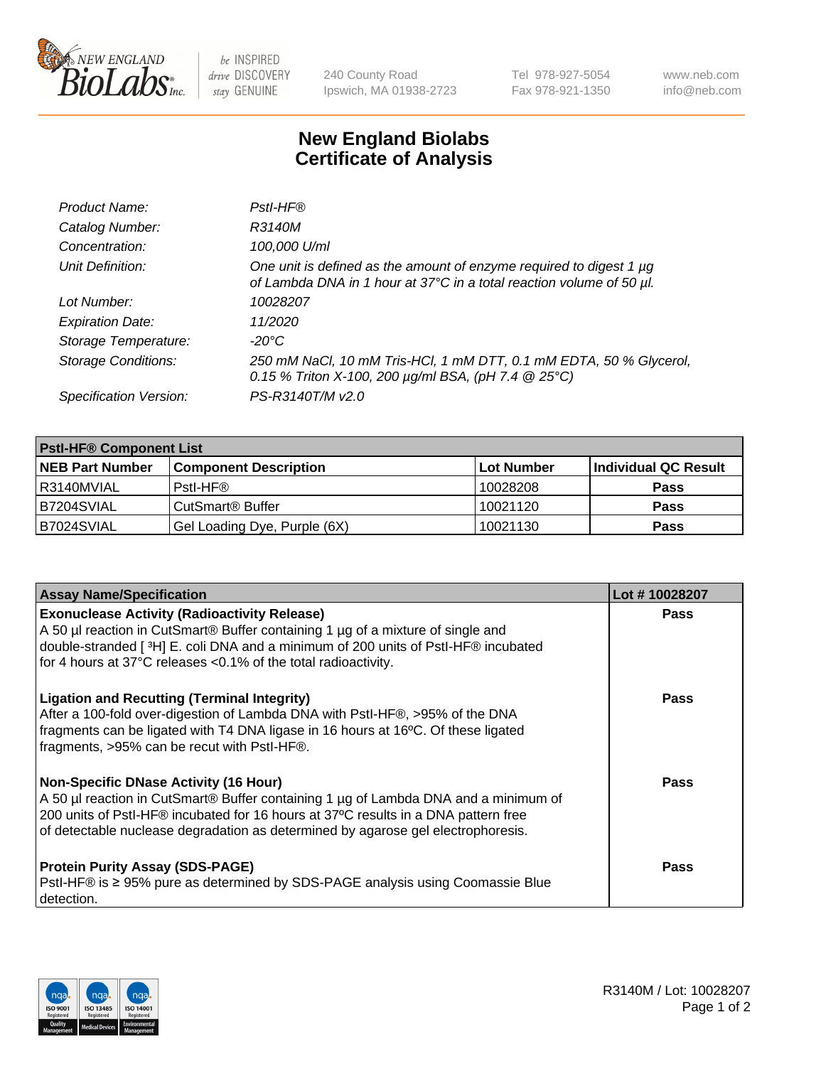# New England Biolabs
# Certificate of Analysis

| | |
|---|---|
| *Product Name:* | *PstI-HF®* |
| *Catalog Number:* | *R3140M* |
| *Concentration:* | *100,000 U/ml* |
| *Unit Definition:* | *One unit is defined as the amount of enzyme required to digest 1 µg of Lambda DNA in 1 hour at 37°C in a total reaction volume of 50 µl.* |
| *Lot Number:* | *10028207* |
| *Expiration Date:* | *11/2020* |
| *Storage Temperature:* | *-20°C* |
| *Storage Conditions:* | *250 mM NaCl, 10 mM Tris-HCl, 1 mM DTT, 0.1 mM EDTA, 50 % Glycerol, 0.15 % Triton X-100, 200 µg/ml BSA, (pH 7.4 @ 25°C)* |
| *Specification Version:* | *PS-R3140T/M v2.0* |

**PstI-HF® Component List**

| NEB Part Number | Component Description | Lot Number | Individual QC Result |
|---|---|---|---|
| R3140MVIAL | PstI-HF® | 10028208 | **Pass** |
| B7204SVIAL | CutSmart® Buffer | 10021120 | **Pass** |
| B7024SVIAL | Gel Loading Dye, Purple (6X) | 10021130 | **Pass** |

| Assay Name/Specification | Lot # 10028207 |
|---|---|
| **Exonuclease Activity (Radioactivity Release)**<br>A 50 µl reaction in CutSmart® Buffer containing 1 µg of a mixture of single and double-stranded [ $^3$H] E. coli DNA and a minimum of 200 units of PstI-HF® incubated for 4 hours at 37°C releases <0.1% of the total radioactivity. | **Pass** |
| **Ligation and Recutting (Terminal Integrity)**<br>After a 100-fold over-digestion of Lambda DNA with PstI-HF®, >95% of the DNA fragments can be ligated with T4 DNA ligase in 16 hours at 16ºC. Of these ligated fragments, >95% can be recut with PstI-HF®. | **Pass** |
| **Non-Specific DNase Activity (16 Hour)**<br>A 50 µl reaction in CutSmart® Buffer containing 1 µg of Lambda DNA and a minimum of 200 units of PstI-HF® incubated for 16 hours at 37ºC results in a DNA pattern free of detectable nuclease degradation as determined by agarose gel electrophoresis. | **Pass** |
| **Protein Purity Assay (SDS-PAGE)**<br>PstI-HF® is ≥ 95% pure as determined by SDS-PAGE analysis using Coomassie Blue detection. | **Pass** |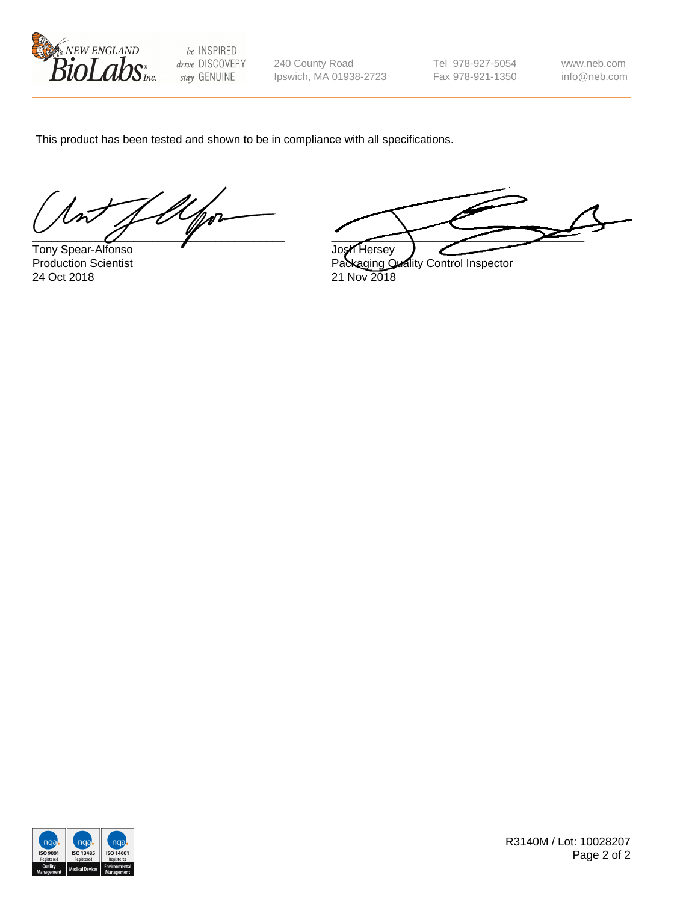This product has been tested and shown to be in compliance with all specifications.

Tony Spear-Alfonso
Production Scientist
24 Oct 2018

Josh Hersey
Packaging Quality Control Inspector
21 Nov 2018

R3140M / Lot: 10028207